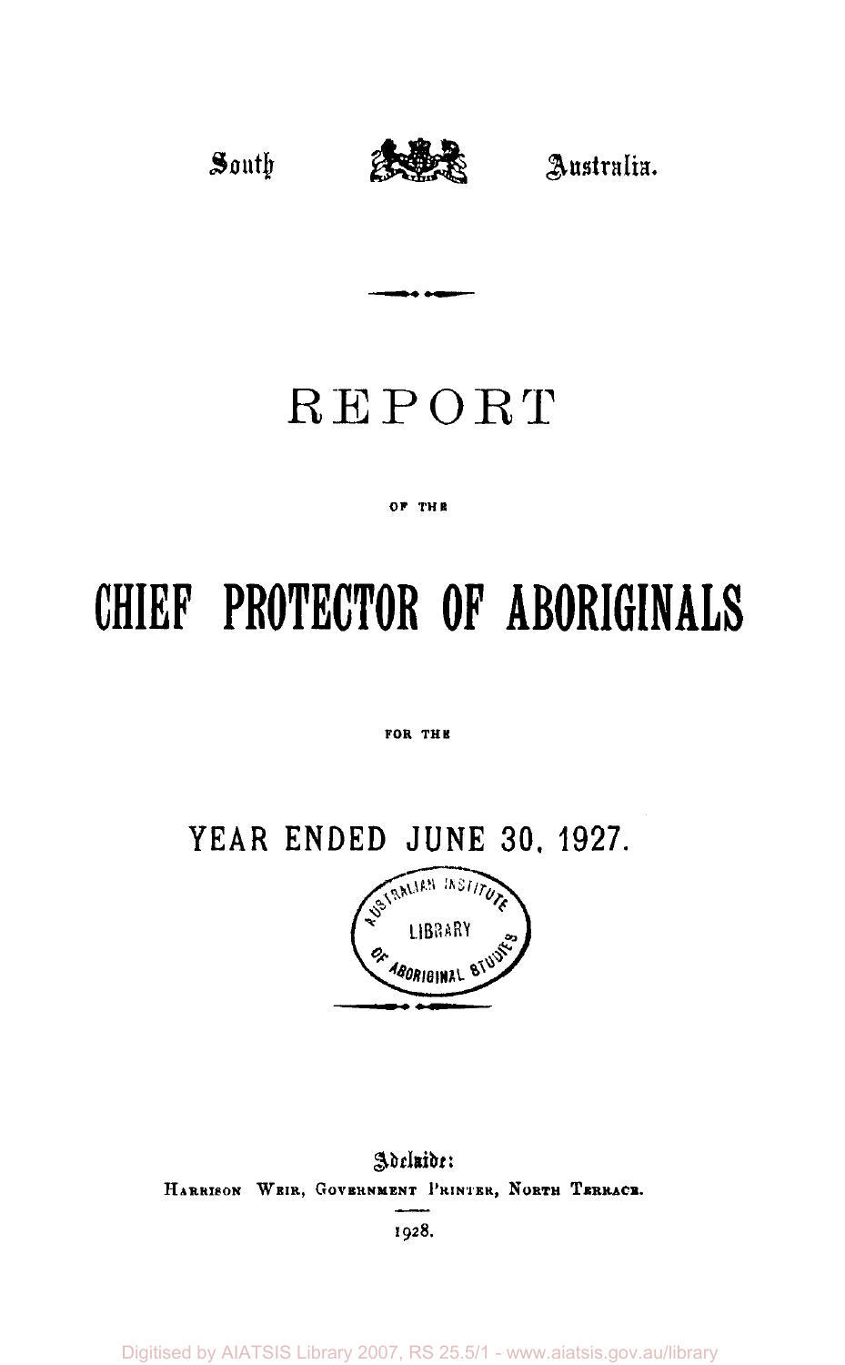South Australia.

# REPORT

OF THE

# CHIEF PROTECTOR OF ABORIGINALS

FOR THE

## YEAR ENDED JUNE 30, 1927.

Adelaide:
HARRISON WEIR, GOVERNMENT PRINTER, NORTH TERRACE.

1928.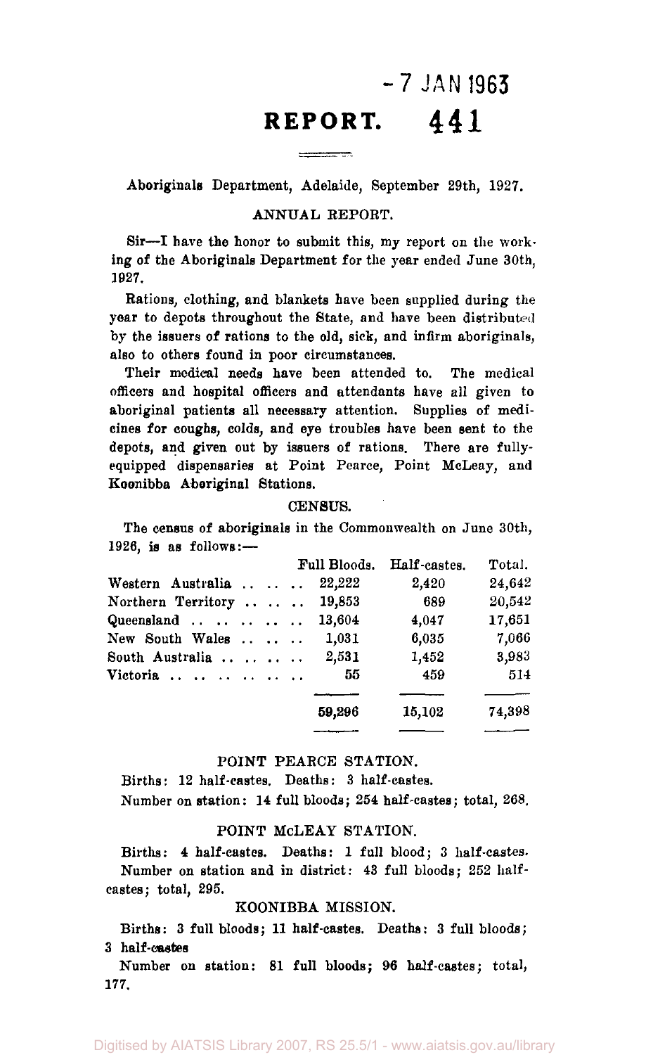-7 JAN 1963

# REPORT. 441

Aboriginals Department, Adelaide, September 29th, 1927.

## ANNUAL REPORT.

Sir—I have the honor to submit this, my report on the working of the Aboriginals Department for the year ended June 30th, 1927.

Rations, clothing, and blankets have been supplied during the year to depots throughout the State, and have been distributed by the issuers of rations to the old, sick, and infirm aboriginals, also to others found in poor circumstances.

Their medical needs have been attended to. The medical officers and hospital officers and attendants have all given to aboriginal patients all necessary attention. Supplies of medicines for coughs, colds, and eye troubles have been sent to the depots, and given out by issuers of rations. There are fully-equipped dispensaries at Point Pearce, Point McLeay, and Koonibba Aboriginal Stations.

### CENSUS.

The census of aboriginals in the Commonwealth on June 30th, 1926, is as follows:—

| | Full Bloods. | Half-castes. | Total. |
|---|---|---|---|
| Western Australia | 22,222 | 2,420 | 24,642 |
| Northern Territory | 19,853 | 689 | 20,542 |
| Queensland | 13,604 | 4,047 | 17,651 |
| New South Wales | 1,031 | 6,035 | 7,066 |
| South Australia | 2,531 | 1,452 | 3,983 |
| Victoria | 55 | 459 | 514 |
| | 59,296 | 15,102 | 74,398 |

### POINT PEARCE STATION.

Births: 12 half-castes. Deaths: 3 half-castes.

Number on station: 14 full bloods; 254 half-castes; total, 268.

### POINT McLEAY STATION.

Births: 4 half-castes. Deaths: 1 full blood; 3 half-castes.

Number on station and in district: 43 full bloods; 252 half-castes; total, 295.

### KOONIBBA MISSION.

Births: 3 full bloods; 11 half-castes. Deaths: 3 full bloods; 3 half-castes

Number on station: 81 full bloods; 96 half-castes; total, 177.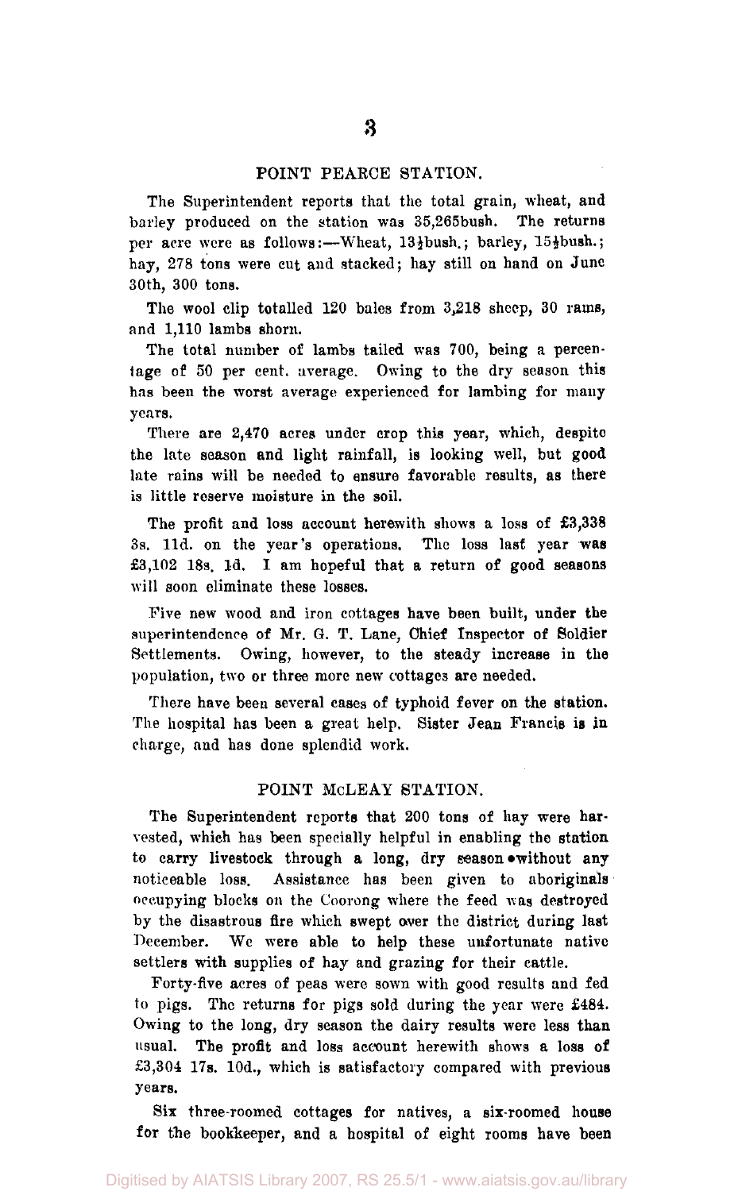## POINT PEARCE STATION.

The Superintendent reports that the total grain, wheat, and barley produced on the station was 35,265bush. The returns per acre were as follows:—Wheat, 13½bush.; barley, 15½bush.; hay, 278 tons were cut and stacked; hay still on hand on June 30th, 300 tons.

The wool clip totalled 120 bales from 3,218 sheep, 30 rams, and 1,110 lambs shorn.

The total number of lambs tailed was 700, being a percentage of 50 per cent. average. Owing to the dry season this has been the worst average experienced for lambing for many years.

There are 2,470 acres under crop this year, which, despite the late season and light rainfall, is looking well, but good late rains will be needed to ensure favorable results, as there is little reserve moisture in the soil.

The profit and loss account herewith shows a loss of £3,338 3s. 11d. on the year's operations. The loss last year was £3,102 18s. 1d. I am hopeful that a return of good seasons will soon eliminate these losses.

Five new wood and iron cottages have been built, under the superintendence of Mr. G. T. Lane, Chief Inspector of Soldier Settlements. Owing, however, to the steady increase in the population, two or three more new cottages are needed.

There have been several cases of typhoid fever on the station. The hospital has been a great help. Sister Jean Francis is in charge, and has done splendid work.

## POINT McLEAY STATION.

The Superintendent reports that 200 tons of hay were harvested, which has been specially helpful in enabling the station to carry livestock through a long, dry season without any noticeable loss. Assistance has been given to aboriginals occupying blocks on the Coorong where the feed was destroyed by the disastrous fire which swept over the district during last December. We were able to help these unfortunate native settlers with supplies of hay and grazing for their cattle.

Forty-five acres of peas were sown with good results and fed to pigs. The returns for pigs sold during the year were £484. Owing to the long, dry season the dairy results were less than usual. The profit and loss account herewith shows a loss of £3,304 17s. 10d., which is satisfactory compared with previous years.

Six three-roomed cottages for natives, a six-roomed house for the bookkeeper, and a hospital of eight rooms have been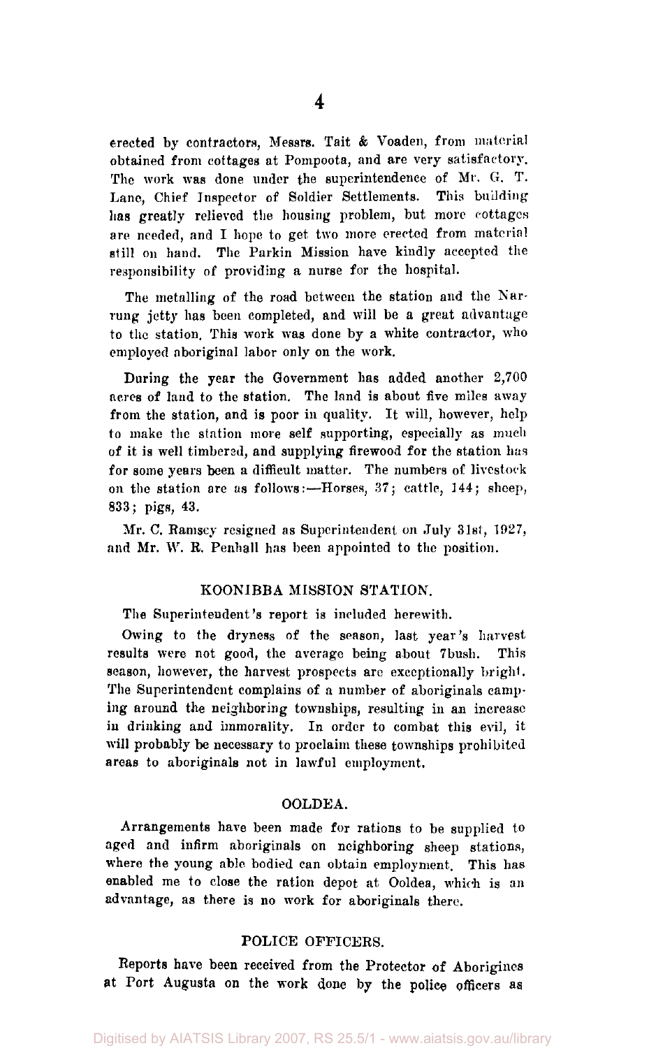erected by contractors, Messrs. Tait & Voaden, from material obtained from cottages at Pompoota, and are very satisfactory. The work was done under the superintendence of Mr. G. T. Lane, Chief Inspector of Soldier Settlements. This building has greatly relieved the housing problem, but more cottages are needed, and I hope to get two more erected from material still on hand. The Parkin Mission have kindly accepted the responsibility of providing a nurse for the hospital.

The metalling of the road between the station and the Narrung jetty has been completed, and will be a great advantage to the station. This work was done by a white contractor, who employed aboriginal labor only on the work.

During the year the Government has added another 2,700 acres of land to the station. The land is about five miles away from the station, and is poor in quality. It will, however, help to make the station more self supporting, especially as much of it is well timbered, and supplying firewood for the station has for some years been a difficult matter. The numbers of livestock on the station are as follows:—Horses, 37; cattle, 144; sheep, 833; pigs, 43.

Mr. C. Ramsey resigned as Superintendent on July 31st, 1927, and Mr. W. R. Penhall has been appointed to the position.

## KOONIBBA MISSION STATION.

The Superintendent's report is included herewith.

Owing to the dryness of the season, last year's harvest results were not good, the average being about 7bush. This season, however, the harvest prospects are exceptionally bright. The Superintendent complains of a number of aboriginals camping around the neighboring townships, resulting in an increase in drinking and immorality. In order to combat this evil, it will probably be necessary to proclaim these townships prohibited areas to aboriginals not in lawful employment.

## OOLDEA.

Arrangements have been made for rations to be supplied to aged and infirm aboriginals on neighboring sheep stations, where the young able bodied can obtain employment. This has enabled me to close the ration depot at Ooldea, which is an advantage, as there is no work for aboriginals there.

## POLICE OFFICERS.

Reports have been received from the Protector of Aborigines at Port Augusta on the work done by the police officers as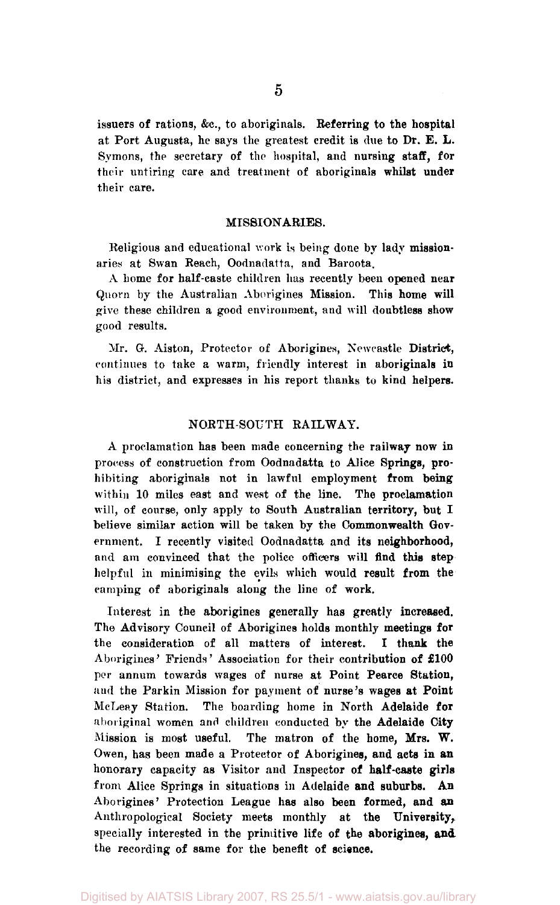issuers of rations, &c., to aboriginals. Referring to the hospital at Port Augusta, he says the greatest credit is due to Dr. E. L. Symons, the secretary of the hospital, and nursing staff, for their untiring care and treatment of aboriginals whilst under their care.

## MISSIONARIES.

Religious and educational work is being done by lady missionaries at Swan Reach, Oodnadatta, and Baroota.

A home for half-caste children has recently been opened near Quorn by the Australian Aborigines Mission. This home will give these children a good environment, and will doubtless show good results.

Mr. G. Aiston, Protector of Aborigines, Newcastle District, continues to take a warm, friendly interest in aboriginals in his district, and expresses in his report thanks to kind helpers.

## NORTH-SOUTH RAILWAY.

A proclamation has been made concerning the railway now in process of construction from Oodnadatta to Alice Springs, prohibiting aboriginals not in lawful employment from being within 10 miles east and west of the line. The proclamation will, of course, only apply to South Australian territory, but I believe similar action will be taken by the Commonwealth Government. I recently visited Oodnadatta and its neighborhood, and am convinced that the police officers will find this step helpful in minimising the evils which would result from the camping of aboriginals along the line of work.

Interest in the aborigines generally has greatly increased. The Advisory Council of Aborigines holds monthly meetings for the consideration of all matters of interest. I thank the Aborigines' Friends' Association for their contribution of £100 per annum towards wages of nurse at Point Pearce Station, and the Parkin Mission for payment of nurse's wages at Point McLeay Station. The boarding home in North Adelaide for aboriginal women and children conducted by the Adelaide City Mission is most useful. The matron of the home, Mrs. W. Owen, has been made a Protector of Aborigines, and acts in an honorary capacity as Visitor and Inspector of half-caste girls from Alice Springs in situations in Adelaide and suburbs. An Aborigines' Protection League has also been formed, and an Anthropological Society meets monthly at the University, specially interested in the primitive life of the aborigines, and the recording of same for the benefit of science.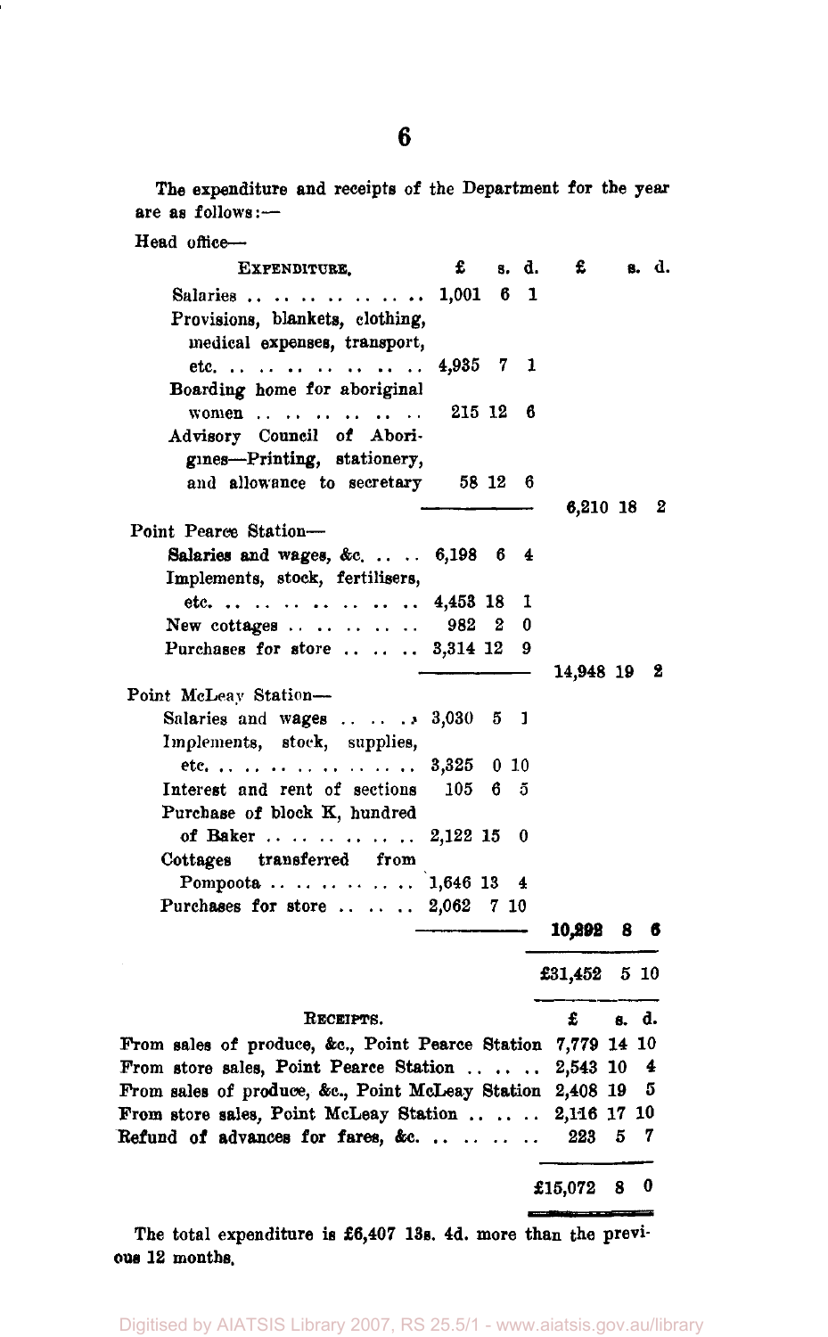The expenditure and receipts of the Department for the year are as follows:—

Head office—

| EXPENDITURE. | £ s. d. | £ s. d. |
|---|---|---|
| Salaries | 1,001 6 1 | |
| Provisions, blankets, clothing, medical expenses, transport, etc. | 4,935 7 1 | |
| Boarding home for aboriginal women | 215 12 6 | |
| Advisory Council of Aborigines—Printing, stationery, and allowance to secretary | 58 12 6 | |
| | | 6,210 18 2 |
| Point Pearce Station— | | |
| Salaries and wages, &c. | 6,198 6 4 | |
| Implements, stock, fertilisers, etc. | 4,453 18 1 | |
| New cottages | 982 2 0 | |
| Purchases for store | 3,314 12 9 | |
| | | 14,948 19 2 |
| Point McLeay Station— | | |
| Salaries and wages | 3,030 5 1 | |
| Implements, stock, supplies, etc. | 3,325 0 10 | |
| Interest and rent of sections | 105 6 5 | |
| Purchase of block K, hundred of Baker | 2,122 15 0 | |
| Cottages transferred from Pompoota | 1,646 13 4 | |
| Purchases for store | 2,062 7 10 | |
| | | 10,292 8 6 |
| | | £31,452 5 10 |

| RECEIPTS. | £ s. d. |
|---|---|
| From sales of produce, &c., Point Pearce Station | 7,779 14 10 |
| From store sales, Point Pearce Station | 2,543 10 4 |
| From sales of produce, &c., Point McLeay Station | 2,408 19 5 |
| From store sales, Point McLeay Station | 2,116 17 10 |
| Refund of advances for fares, &c. | 223 5 7 |
| | £15,072 8 0 |

The total expenditure is £6,407 13s. 4d. more than the previous 12 months.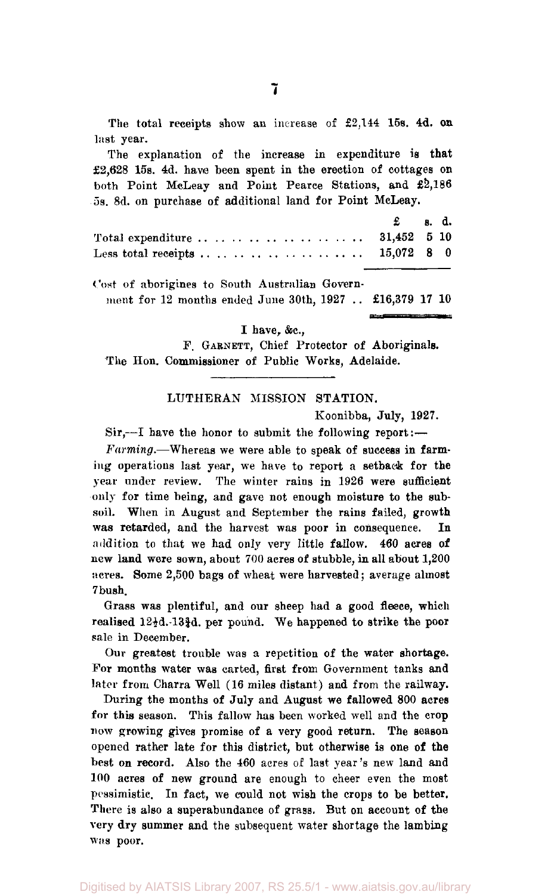The total receipts show an increase of £2,144 15s. 4d. on last year.

The explanation of the increase in expenditure is that £2,628 15s. 4d. have been spent in the erection of cottages on both Point McLeay and Point Pearce Stations, and £2,186 5s. 8d. on purchase of additional land for Point McLeay.

| | £ | s. | d. |
|---|---|---|---|
| Total expenditure | 31,452 | 5 | 10 |
| Less total receipts | 15,072 | 8 | 0 |
| Cost of aborigines to South Australian Government for 12 months ended June 30th, 1927 | £16,379 | 17 | 10 |

I have, &c.,

F. GARNETT, Chief Protector of Aboriginals.

The Hon. Commissioner of Public Works, Adelaide.

---

## LUTHERAN MISSION STATION.

Koonibba, July, 1927.

Sir,—I have the honor to submit the following report:—

*Farming.*—Whereas we were able to speak of success in farming operations last year, we have to report a setback for the year under review. The winter rains in 1926 were sufficient only for time being, and gave not enough moisture to the subsoil. When in August and September the rains failed, growth was retarded, and the harvest was poor in consequence. In addition to that we had only very little fallow. 460 acres of new land were sown, about 700 acres of stubble, in all about 1,200 acres. Some 2,500 bags of wheat were harvested; average almost 7bush.

Grass was plentiful, and our sheep had a good fleece, which realised 12½d.-13¾d. per pound. We happened to strike the poor sale in December.

Our greatest trouble was a repetition of the water shortage. For months water was carted, first from Government tanks and later from Charra Well (16 miles distant) and from the railway.

During the months of July and August we fallowed 800 acres for this season. This fallow has been worked well and the crop now growing gives promise of a very good return. The season opened rather late for this district, but otherwise is one of the best on record. Also the 460 acres of last year's new land and 100 acres of new ground are enough to cheer even the most pessimistic. In fact, we could not wish the crops to be better. There is also a superabundance of grass. But on account of the very dry summer and the subsequent water shortage the lambing was poor.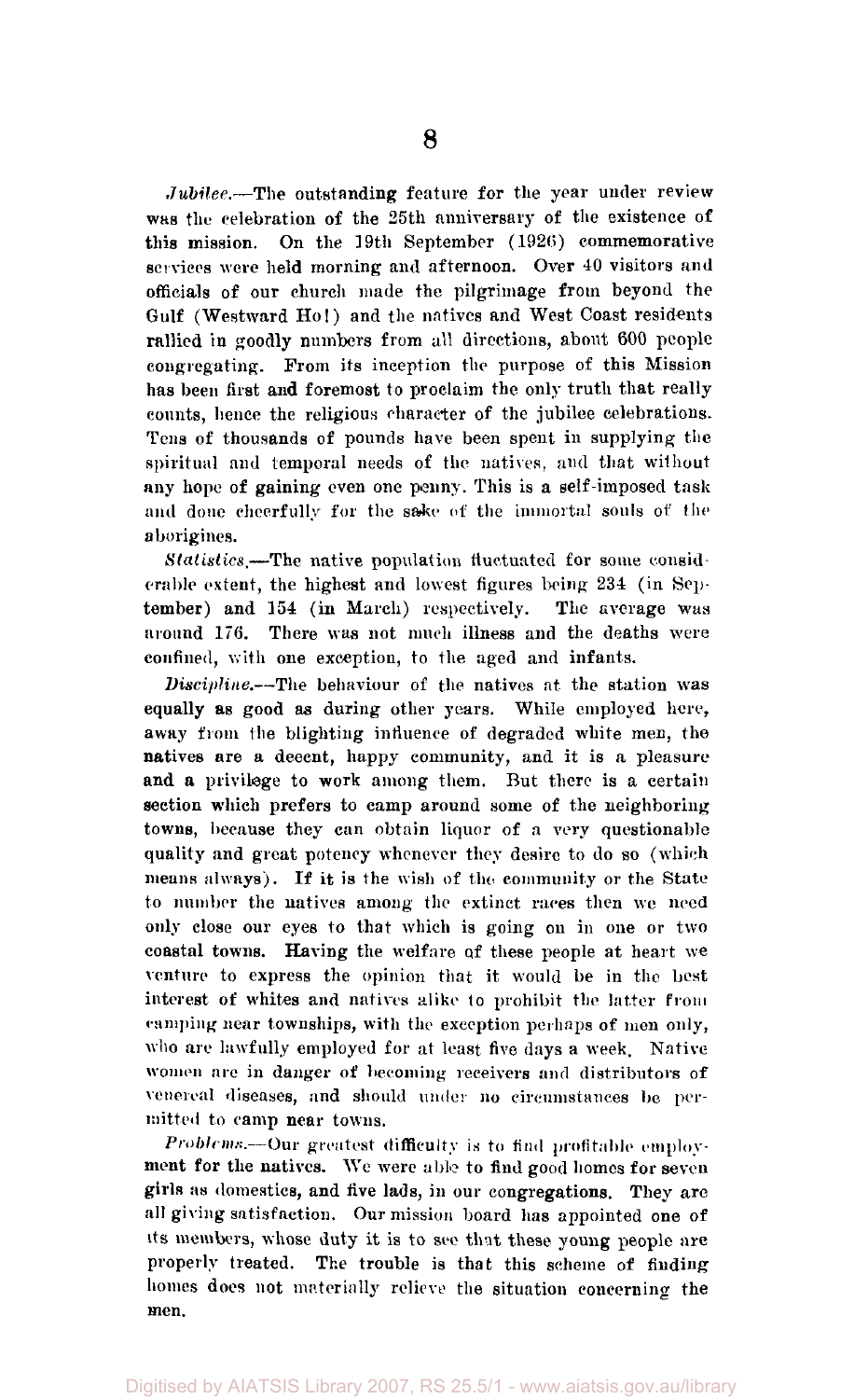*Jubilee.*—The outstanding feature for the year under review was the celebration of the 25th anniversary of the existence of this mission. On the 19th September (1926) commemorative services were held morning and afternoon. Over 40 visitors and officials of our church made the pilgrimage from beyond the Gulf (Westward Ho!) and the natives and West Coast residents rallied in goodly numbers from all directions, about 600 people congregating. From its inception the purpose of this Mission has been first and foremost to proclaim the only truth that really counts, hence the religious character of the jubilee celebrations. Tens of thousands of pounds have been spent in supplying the spiritual and temporal needs of the natives, and that without any hope of gaining even one penny. This is a self-imposed task and done cheerfully for the sake of the immortal souls of the aborigines.

*Statistics.*—The native population fluctuated for some considerable extent, the highest and lowest figures being 234 (in September) and 154 (in March) respectively. The average was around 176. There was not much illness and the deaths were confined, with one exception, to the aged and infants.

*Discipline.*—The behaviour of the natives at the station was equally as good as during other years. While employed here, away from the blighting influence of degraded white men, the natives are a decent, happy community, and it is a pleasure and a privilege to work among them. But there is a certain section which prefers to camp around some of the neighboring towns, because they can obtain liquor of a very questionable quality and great potency whenever they desire to do so (which means always). If it is the wish of the community or the State to number the natives among the extinct races then we need only close our eyes to that which is going on in one or two coastal towns. Having the welfare of these people at heart we venture to express the opinion that it would be in the best interest of whites and natives alike to prohibit the latter from camping near townships, with the exception perhaps of men only, who are lawfully employed for at least five days a week. Native women are in danger of becoming receivers and distributors of venereal diseases, and should under no circumstances be permitted to camp near towns.

*Problems.*—Our greatest difficulty is to find profitable employment for the natives. We were able to find good homes for seven girls as domestics, and five lads, in our congregations. They are all giving satisfaction. Our mission board has appointed one of its members, whose duty it is to see that these young people are properly treated. The trouble is that this scheme of finding homes does not materially relieve the situation concerning the men.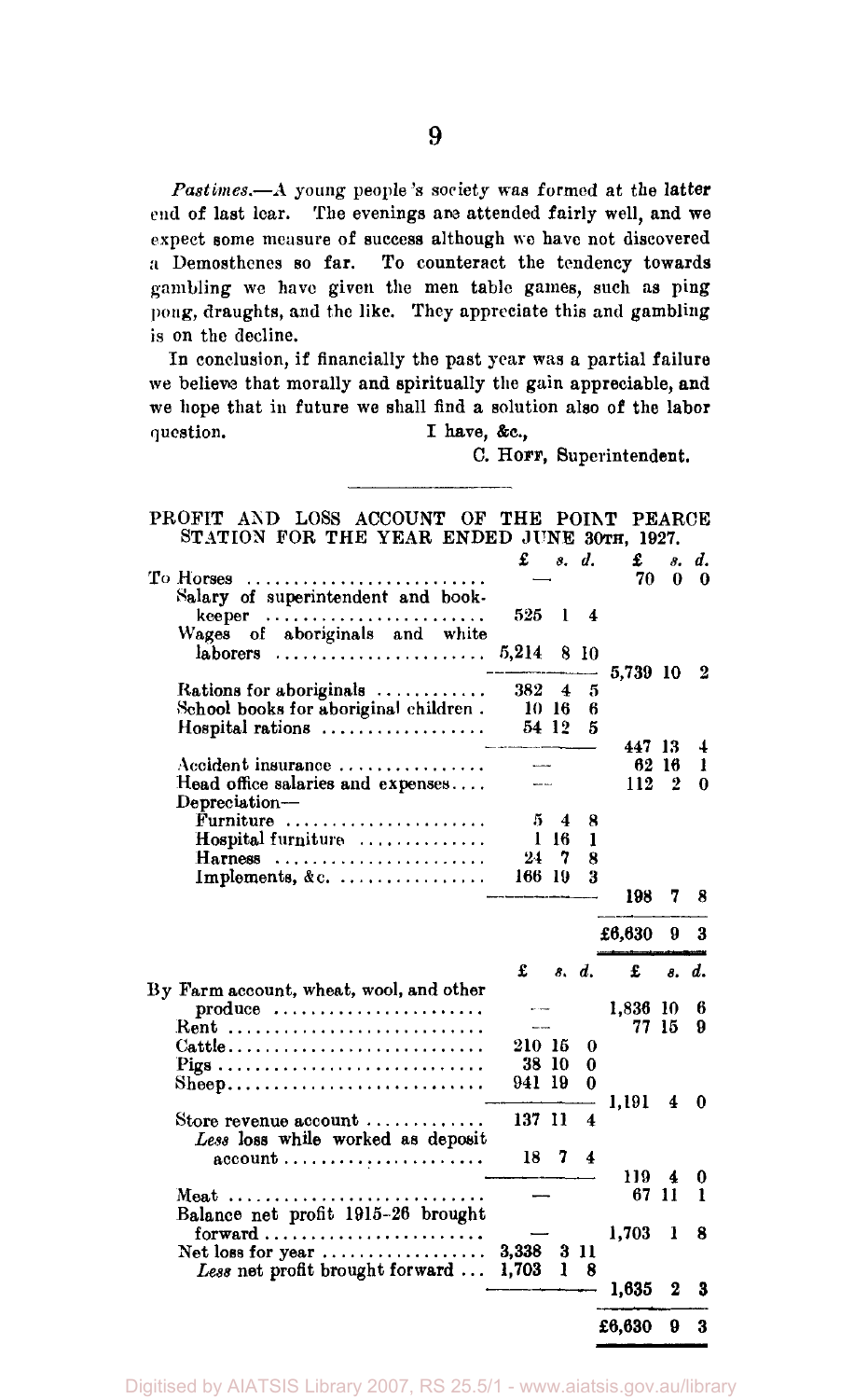*Pastimes.*—A young people's society was formed at the latter end of last lear. The evenings are attended fairly well, and we expect some measure of success although we have not discovered a Demosthenes so far. To counteract the tendency towards gambling we have given the men table games, such as ping pong, draughts, and the like. They appreciate this and gambling is on the decline.

In conclusion, if financially the past year was a partial failure we believe that morally and spiritually the gain appreciable, and we hope that in future we shall find a solution also of the labor question. I have, &c.,

C. HOFF, Superintendent.

---

PROFIT AND LOSS ACCOUNT OF THE POINT PEARCE STATION FOR THE YEAR ENDED JUNE 30TH, 1927.

| | £ s. d. | £ s. d. |
|---|---|---|
| To Horses | — | 70 0 0 |
| Salary of superintendent and bookkeeper | 525 1 4 | |
| Wages of aboriginals and white laborers | 5,214 8 10 | |
| | | 5,739 10 2 |
| Rations for aboriginals | 382 4 5 | |
| School books for aboriginal children | 10 16 6 | |
| Hospital rations | 54 12 5 | |
| | | 447 13 4 |
| Accident insurance | — | 62 16 1 |
| Head office salaries and expenses | — | 112 2 0 |
| Depreciation— | | |
| Furniture | 5 4 8 | |
| Hospital furniture | 1 16 1 | |
| Harness | 24 7 8 | |
| Implements, &c. | 166 19 3 | |
| | | 198 7 8 |
| | | £6,630 9 3 |

| | £ s. d. | £ s. d. |
|---|---|---|
| By Farm account, wheat, wool, and other produce | — | 1,836 10 6 |
| Rent | — | 77 15 9 |
| Cattle | 210 15 0 | |
| Pigs | 38 10 0 | |
| Sheep | 941 19 0 | |
| | | 1,191 4 0 |
| Store revenue account | 137 11 4 | |
| *Less* loss while worked as deposit account | 18 7 4 | |
| | | 119 4 0 |
| Meat | — | 67 11 1 |
| Balance net profit 1915-26 brought forward | — | 1,703 1 8 |
| Net loss for year | 3,338 3 11 | |
| *Less* net profit brought forward | 1,703 1 8 | |
| | | 1,635 2 3 |
| | | £6,630 9 3 |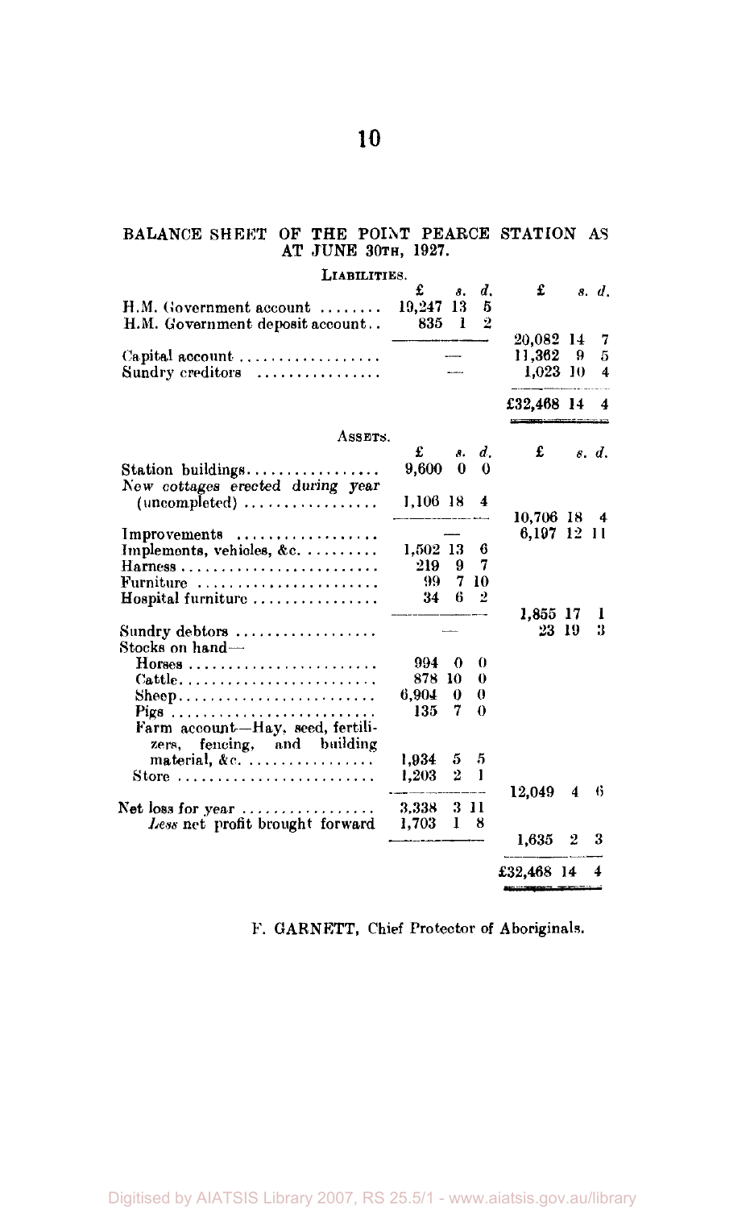## BALANCE SHEET OF THE POINT PEARCE STATION AS AT JUNE 30TH, 1927.

### LIABILITIES.

| | £ | s. | d. | £ | s. | d. |
|---|---|---|---|---|---|---|
| H.M. Government account | 19,247 | 13 | 5 | | | |
| H.M. Government deposit account | 835 | 1 | 2 | | | |
| | | | | 20,082 | 14 | 7 |
| Capital account | — | | | 11,362 | 9 | 5 |
| Sundry creditors | — | | | 1,023 | 10 | 4 |
| | | | | £32,468 | 14 | 4 |

### ASSETS.

| | £ | s. | d. | £ | s. | d. |
|---|---|---|---|---|---|---|
| Station buildings | 9,600 | 0 | 0 | | | |
| New cottages erected during year (uncompleted) | 1,106 | 18 | 4 | | | |
| | | | | 10,706 | 18 | 4 |
| Improvements | — | | | 6,197 | 12 | 11 |
| Implements, vehicles, &c. | 1,502 | 13 | 6 | | | |
| Harness | 219 | 9 | 7 | | | |
| Furniture | 99 | 7 | 10 | | | |
| Hospital furniture | 34 | 6 | 2 | | | |
| | | | | 1,855 | 17 | 1 |
| Sundry debtors | — | | | 23 | 19 | 3 |
| Stocks on hand— | | | | | | |
| Horses | 994 | 0 | 0 | | | |
| Cattle | 878 | 10 | 0 | | | |
| Sheep | 6,904 | 0 | 0 | | | |
| Pigs | 135 | 7 | 0 | | | |
| Farm account—Hay, seed, fertilizers, fencing, and building material, &c. | 1,934 | 5 | 5 | | | |
| Store | 1,203 | 2 | 1 | | | |
| | | | | 12,049 | 4 | 6 |
| Net loss for year | 3,338 | 3 | 11 | | | |
| *Less* net profit brought forward | 1,703 | 1 | 8 | | | |
| | | | | 1,635 | 2 | 3 |
| | | | | £32,468 | 14 | 4 |

F. GARNETT, Chief Protector of Aboriginals.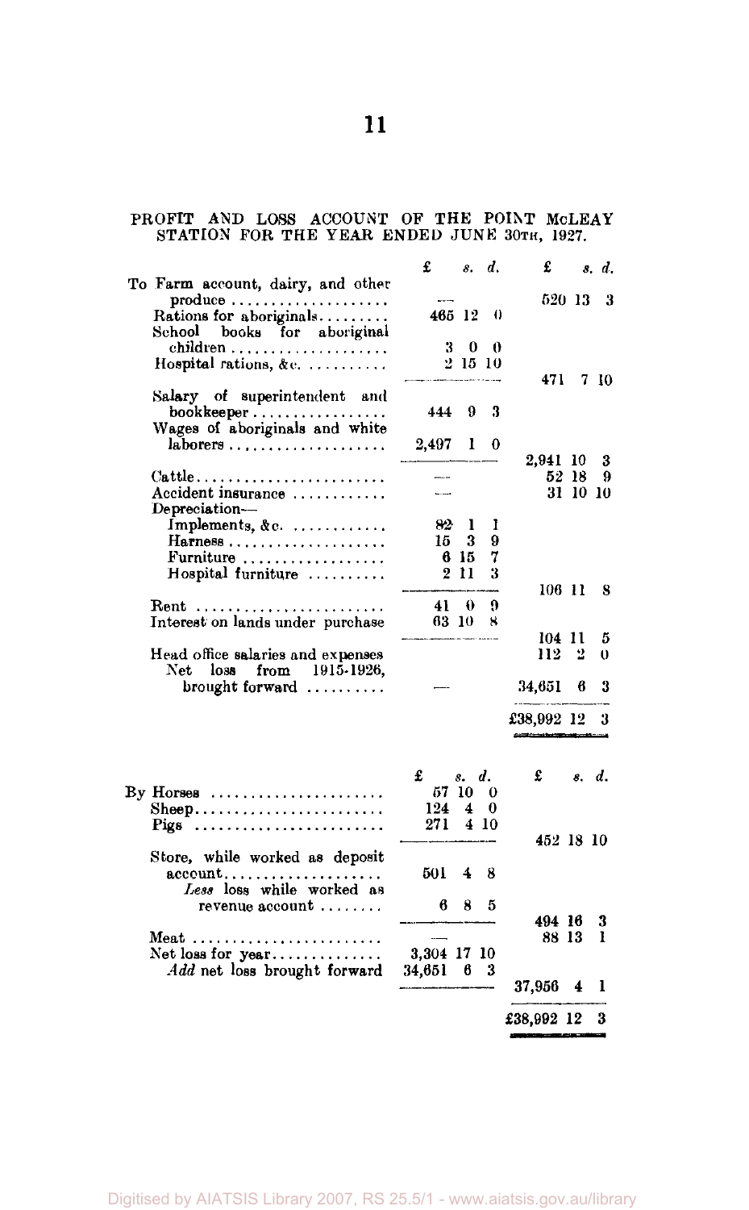## PROFIT AND LOSS ACCOUNT OF THE POINT McLEAY STATION FOR THE YEAR ENDED JUNE 30TH, 1927.

| | £ s. d. | £ s. d. |
|---|---|---|
| To Farm account, dairy, and other produce | — | 520 13 3 |
| Rations for aboriginals | 465 12 0 | |
| School books for aboriginal children | 3 0 0 | |
| Hospital rations, &c. | 2 15 10 | |
| | | 471 7 10 |
| Salary of superintendent and bookkeeper | 444 9 3 | |
| Wages of aboriginals and white laborers | 2,497 1 0 | |
| | | 2,941 10 3 |
| Cattle | — | 52 18 9 |
| Accident insurance | — | 31 10 10 |
| Depreciation— | | |
| Implements, &c. | 82 1 1 | |
| Harness | 15 3 9 | |
| Furniture | 6 15 7 | |
| Hospital furniture | 2 11 3 | |
| | | 106 11 8 |
| Rent | 41 0 9 | |
| Interest on lands under purchase | 63 10 8 | |
| | | 104 11 5 |
| Head office salaries and expenses | | 112 2 0 |
| Net loss from 1915-1926, brought forward | — | 34,651 6 3 |
| | | £38,992 12 3 |

| | £ s. d. | £ s. d. |
|---|---|---|
| By Horses | 57 10 0 | |
| Sheep | 124 4 0 | |
| Pigs | 271 4 10 | |
| | | 452 18 10 |
| Store, while worked as deposit account | 501 4 8 | |
| *Less* loss while worked as revenue account | 6 8 5 | |
| | | 494 16 3 |
| Meat | — | 88 13 1 |
| Net loss for year | 3,304 17 10 | |
| *Add* net loss brought forward | 34,651 6 3 | |
| | | 37,956 4 1 |
| | | £38,992 12 3 |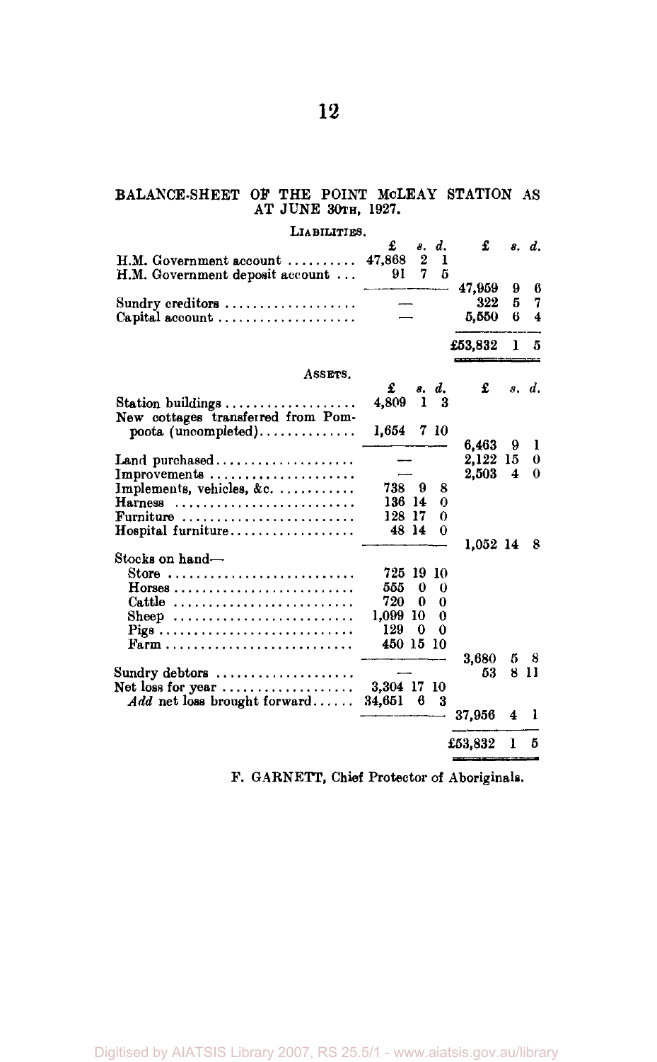## BALANCE-SHEET OF THE POINT McLEAY STATION AS AT JUNE 30TH, 1927.

### LIABILITIES.

| | £ | s. | d. | £ | s. | d. |
|---|---|---|---|---|---|---|
| H.M. Government account | 47,868 | 2 | 1 | | | |
| H.M. Government deposit account | 91 | 7 | 5 | | | |
| | | | | 47,959 | 9 | 6 |
| Sundry creditors | — | | | 322 | 5 | 7 |
| Capital account | — | | | 5,550 | 6 | 4 |
| | | | | £53,832 | 1 | 5 |

### ASSETS.

| | £ | s. | d. | £ | s. | d. |
|---|---|---|---|---|---|---|
| Station buildings | 4,809 | 1 | 3 | | | |
| New cottages transferred from Pompoota (uncompleted) | 1,654 | 7 | 10 | | | |
| | | | | 6,463 | 9 | 1 |
| Land purchased | — | | | 2,122 | 15 | 0 |
| Improvements | — | | | 2,503 | 4 | 0 |
| Implements, vehicles, &c. | 738 | 9 | 8 | | | |
| Harness | 136 | 14 | 0 | | | |
| Furniture | 128 | 17 | 0 | | | |
| Hospital furniture | 48 | 14 | 0 | | | |
| | | | | 1,052 | 14 | 8 |
| Stocks on hand— | | | | | | |
| Store | 725 | 19 | 10 | | | |
| Horses | 555 | 0 | 0 | | | |
| Cattle | 720 | 0 | 0 | | | |
| Sheep | 1,099 | 10 | 0 | | | |
| Pigs | 129 | 0 | 0 | | | |
| Farm | 450 | 15 | 10 | | | |
| | | | | 3,680 | 5 | 8 |
| Sundry debtors | — | | | 53 | 8 | 11 |
| Net loss for year | 3,304 | 17 | 10 | | | |
| *Add* net loss brought forward | 34,651 | 6 | 3 | | | |
| | | | | 37,956 | 4 | 1 |
| | | | | £53,832 | 1 | 5 |

F. GARNETT, Chief Protector of Aboriginals.